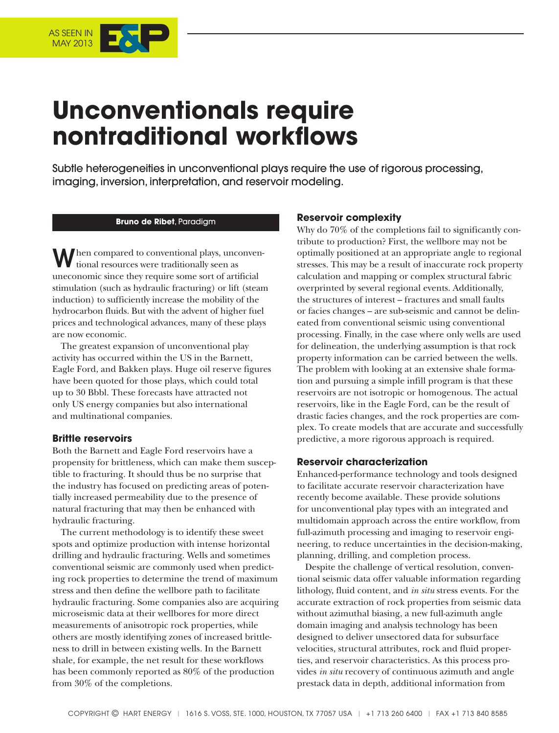# Unconventionals require nontraditional workflows

Subtle heterogeneities in unconventional plays require the use of rigorous processing, imaging, inversion, interpretation, and reservoir modeling.

**Bruno de Ribet**, Paradigm

When compared to conventional plays, unconventional resources were traditionally seen as uneconomic since they require some sort of artificial stimulation (such as hydraulic fracturing) or lift (steam induction) to sufficiently increase the mobility of the hydrocarbon fluids. But with the advent of higher fuel prices and technological advances, many of these plays are now economic.

The greatest expansion of unconventional play activity has occurred within the US in the Barnett, Eagle Ford, and Bakken plays. Huge oil reserve figures have been quoted for those plays, which could total up to 30 Bbbl. These forecasts have attracted not only US energy companies but also international and multinational companies.

## Brittle reservoirs

Both the Barnett and Eagle Ford reservoirs have a propensity for brittleness, which can make them susceptible to fracturing. It should thus be no surprise that the industry has focused on predicting areas of potentially increased permeability due to the presence of natural fracturing that may then be enhanced with hydraulic fracturing.

The current methodology is to identify these sweet spots and optimize production with intense horizontal drilling and hydraulic fracturing. Wells and sometimes conventional seismic are commonly used when predicting rock properties to determine the trend of maximum stress and then define the wellbore path to facilitate hydraulic fracturing. Some companies also are acquiring microseismic data at their wellbores for more direct measurements of anisotropic rock properties, while others are mostly identifying zones of increased brittleness to drill in between existing wells. In the Barnett shale, for example, the net result for these workflows has been commonly reported as 80% of the production from 30% of the completions.

## Reservoir complexity

Why do 70% of the completions fail to significantly contribute to production? First, the wellbore may not be optimally positioned at an appropriate angle to regional stresses. This may be a result of inaccurate rock property calculation and mapping or complex structural fabric overprinted by several regional events. Additionally, the structures of interest – fractures and small faults or facies changes – are sub-seismic and cannot be delineated from conventional seismic using conventional processing. Finally, in the case where only wells are used for delineation, the underlying assumption is that rock property information can be carried between the wells. The problem with looking at an extensive shale formation and pursuing a simple infill program is that these reservoirs are not isotropic or homogenous. The actual reservoirs, like in the Eagle Ford, can be the result of drastic facies changes, and the rock properties are complex. To create models that are accurate and successfully predictive, a more rigorous approach is required.

## Reservoir characterization

Enhanced-performance technology and tools designed to facilitate accurate reservoir characterization have recently become available. These provide solutions for unconventional play types with an integrated and multidomain approach across the entire workflow, from full-azimuth processing and imaging to reservoir engineering, to reduce uncertainties in the decision-making, planning, drilling, and completion process.

Despite the challenge of vertical resolution, conventional seismic data offer valuable information regarding lithology, fluid content, and *in situ* stress events. For the accurate extraction of rock properties from seismic data without azimuthal biasing, a new full-azimuth angle domain imaging and analysis technology has been designed to deliver unsectored data for subsurface velocities, structural attributes, rock and fluid properties, and reservoir characteristics. As this process provides *in situ* recovery of continuous azimuth and angle prestack data in depth, additional information from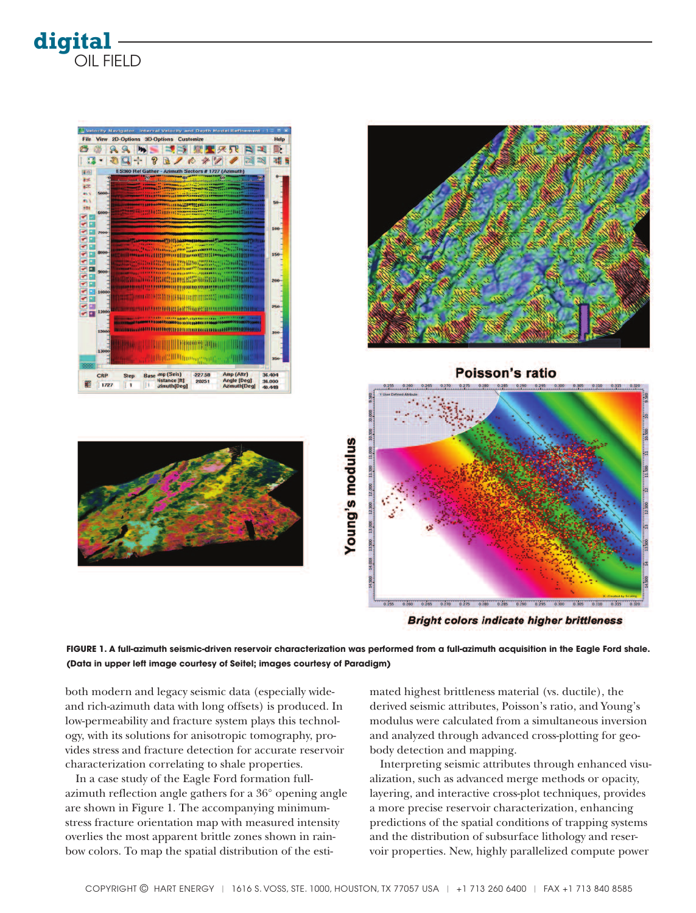**FIGURE 1. A full-azimuth seismic-driven reservoir characterization was performed from a full-azimuth acquisition in the Eagle Ford shale. (Data in upper left image courtesy of Seitel; images courtesy of Paradigm)**

both modern and legacy seismic data (especially wide- and rich-azimuth data with long offsets) is produced. In low-permeability and fracture system plays this technology, with its solutions for anisotropic tomography, provides stress and fracture detection for accurate reservoir characterization correlating to shale properties.

In a case study of the Eagle Ford formation full-azimuth reflection angle gathers for a 36° opening angle are shown in Figure 1. The accompanying minimum-stress fracture orientation map with measured intensity overlies the most apparent brittle zones shown in rainbow colors. To map the spatial distribution of the estimated highest brittleness material (vs. ductile), the derived seismic attributes, Poisson's ratio, and Young's modulus were calculated from a simultaneous inversion and analyzed through advanced cross-plotting for geobody detection and mapping.

Interpreting seismic attributes through enhanced visualization, such as advanced merge methods or opacity, layering, and interactive cross-plot techniques, provides a more precise reservoir characterization, enhancing predictions of the spatial conditions of trapping systems and the distribution of subsurface lithology and reservoir properties. New, highly parallelized compute power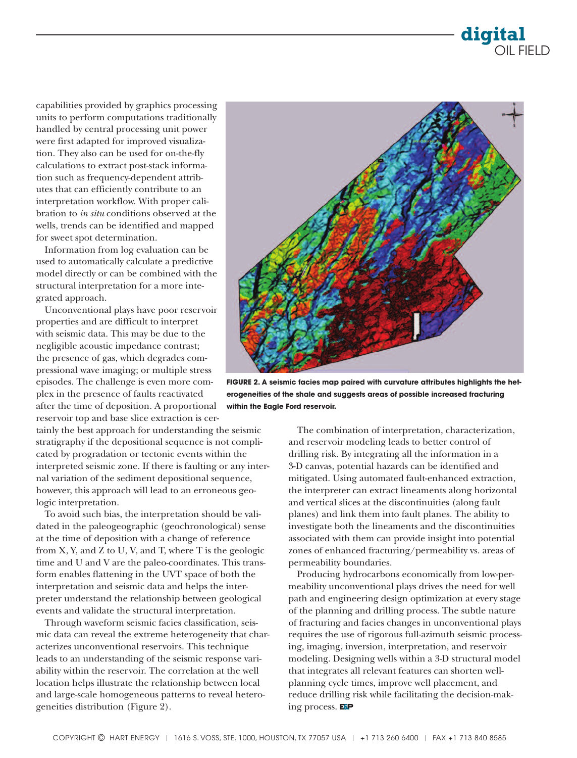capabilities provided by graphics processing units to perform computations traditionally handled by central processing unit power were first adapted for improved visualization. They also can be used for on-the-fly calculations to extract post-stack information such as frequency-dependent attributes that can efficiently contribute to an interpretation workflow. With proper calibration to *in situ* conditions observed at the wells, trends can be identified and mapped for sweet spot determination.

Information from log evaluation can be used to automatically calculate a predictive model directly or can be combined with the structural interpretation for a more integrated approach.

Unconventional plays have poor reservoir properties and are difficult to interpret with seismic data. This may be due to the negligible acoustic impedance contrast; the presence of gas, which degrades compressional wave imaging; or multiple stress episodes. The challenge is even more complex in the presence of faults reactivated after the time of deposition. A proportional reservoir top and base slice extraction is certainly the best approach for understanding the seismic stratigraphy if the depositional sequence is not complicated by progradation or tectonic events within the interpreted seismic zone. If there is faulting or any internal variation of the sediment depositional sequence, however, this approach will lead to an erroneous geologic interpretation.

To avoid such bias, the interpretation should be validated in the paleogeographic (geochronological) sense at the time of deposition with a change of reference from X, Y, and Z to U, V, and T, where T is the geologic time and U and V are the paleo-coordinates. This transform enables flattening in the UVT space of both the interpretation and seismic data and helps the interpreter understand the relationship between geological events and validate the structural interpretation.

Through waveform seismic facies classification, seismic data can reveal the extreme heterogeneity that characterizes unconventional reservoirs. This technique leads to an understanding of the seismic response variability within the reservoir. The correlation at the well location helps illustrate the relationship between local and large-scale homogeneous patterns to reveal heterogeneities distribution (Figure 2).

**FIGURE 2. A seismic facies map paired with curvature attributes highlights the heterogeneities of the shale and suggests areas of possible increased fracturing within the Eagle Ford reservoir.**

The combination of interpretation, characterization, and reservoir modeling leads to better control of drilling risk. By integrating all the information in a 3-D canvas, potential hazards can be identified and mitigated. Using automated fault-enhanced extraction, the interpreter can extract lineaments along horizontal and vertical slices at the discontinuities (along fault planes) and link them into fault planes. The ability to investigate both the lineaments and the discontinuities associated with them can provide insight into potential zones of enhanced fracturing/permeability vs. areas of permeability boundaries.

Producing hydrocarbons economically from low-permeability unconventional plays drives the need for well path and engineering design optimization at every stage of the planning and drilling process. The subtle nature of fracturing and facies changes in unconventional plays requires the use of rigorous full-azimuth seismic processing, imaging, inversion, interpretation, and reservoir modeling. Designing wells within a 3-D structural model that integrates all relevant features can shorten well-planning cycle times, improve well placement, and reduce drilling risk while facilitating the decision-making process.